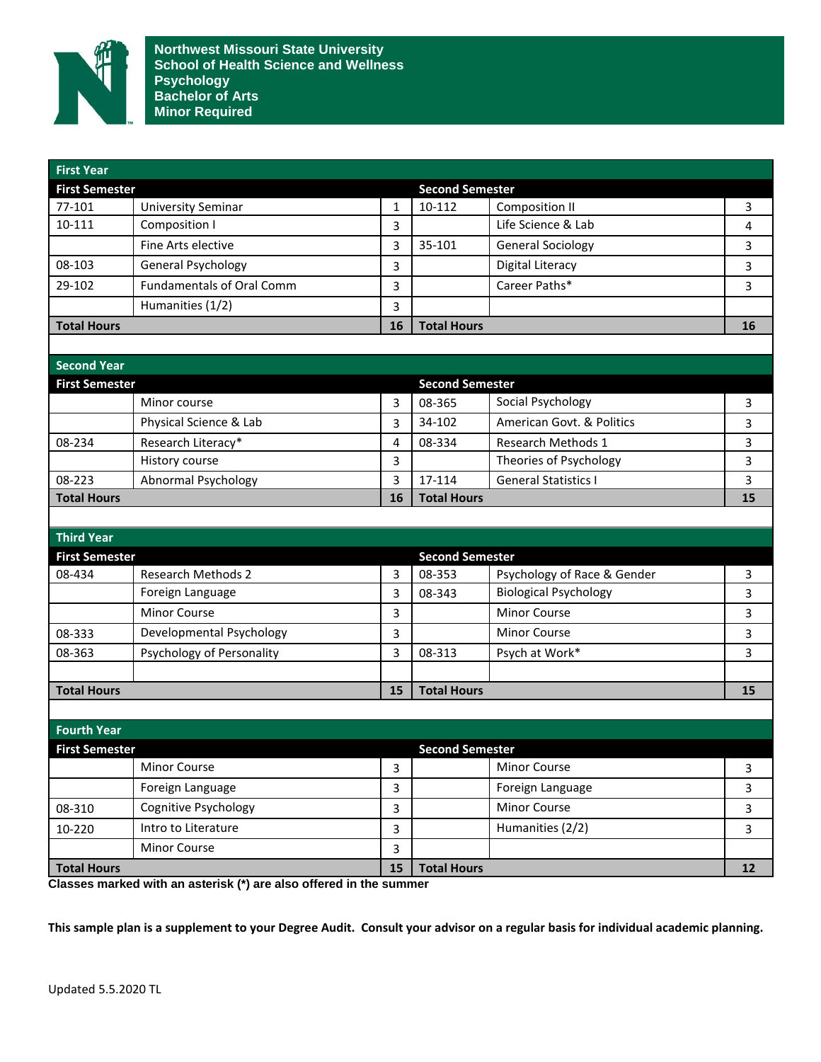**Northwest Missouri State University**
**School of Health Science and Wellness**
**Psychology**
**Bachelor of Arts**
**Minor Required**

## First Year

| First Semester | | | Second Semester | | |
|---|---|---|---|---|---|
| 77-101 | University Seminar | 1 | 10-112 | Composition II | 3 |
| 10-111 | Composition I | 3 | | Life Science & Lab | 4 |
| | Fine Arts elective | 3 | 35-101 | General Sociology | 3 |
| 08-103 | General Psychology | 3 | | Digital Literacy | 3 |
| 29-102 | Fundamentals of Oral Comm | 3 | | Career Paths* | 3 |
| | Humanities (1/2) | 3 | | | |
| **Total Hours** | | **16** | **Total Hours** | | **16** |

## Second Year

| First Semester | | | Second Semester | | |
|---|---|---|---|---|---|
| | Minor course | 3 | 08-365 | Social Psychology | 3 |
| | Physical Science & Lab | 3 | 34-102 | American Govt. & Politics | 3 |
| 08-234 | Research Literacy* | 4 | 08-334 | Research Methods 1 | 3 |
| | History course | 3 | | Theories of Psychology | 3 |
| 08-223 | Abnormal Psychology | 3 | 17-114 | General Statistics I | 3 |
| **Total Hours** | | **16** | **Total Hours** | | **15** |

## Third Year

| First Semester | | | Second Semester | | |
|---|---|---|---|---|---|
| 08-434 | Research Methods 2 | 3 | 08-353 | Psychology of Race & Gender | 3 |
| | Foreign Language | 3 | 08-343 | Biological Psychology | 3 |
| | Minor Course | 3 | | Minor Course | 3 |
| 08-333 | Developmental Psychology | 3 | | Minor Course | 3 |
| 08-363 | Psychology of Personality | 3 | 08-313 | Psych at Work* | 3 |
| | | | | | |
| **Total Hours** | | **15** | **Total Hours** | | **15** |

## Fourth Year

| First Semester | | | Second Semester | | |
|---|---|---|---|---|---|
| | Minor Course | 3 | | Minor Course | 3 |
| | Foreign Language | 3 | | Foreign Language | 3 |
| 08-310 | Cognitive Psychology | 3 | | Minor Course | 3 |
| 10-220 | Intro to Literature | 3 | | Humanities (2/2) | 3 |
| | Minor Course | 3 | | | |
| **Total Hours** | | **15** | **Total Hours** | | **12** |

**Classes marked with an asterisk (*) are also offered in the summer**

**This sample plan is a supplement to your Degree Audit. Consult your advisor on a regular basis for individual academic planning.**

Updated 5.5.2020 TL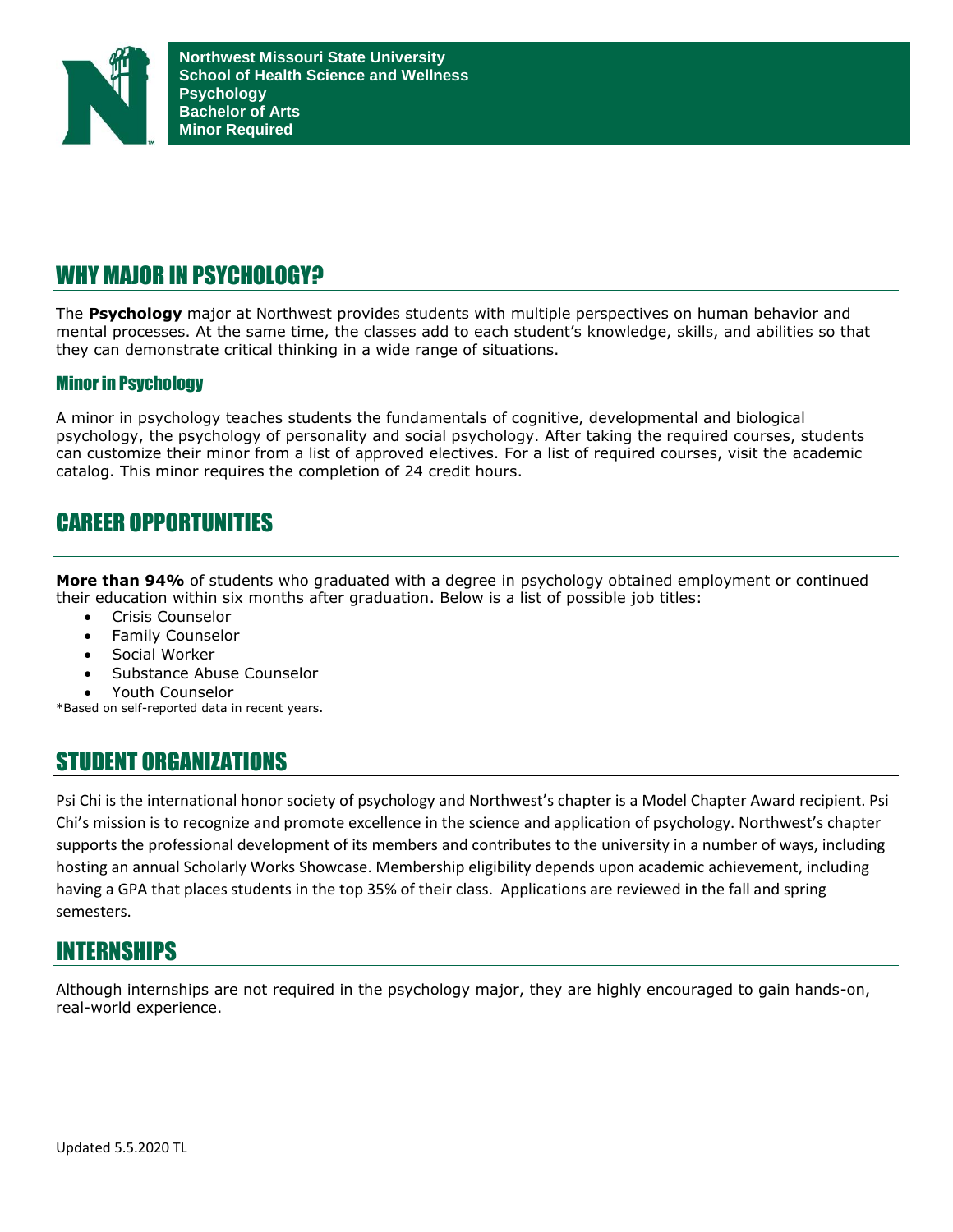**Northwest Missouri State University**
**School of Health Science and Wellness**
**Psychology**
**Bachelor of Arts**
**Minor Required**

## WHY MAJOR IN PSYCHOLOGY?

The **Psychology** major at Northwest provides students with multiple perspectives on human behavior and mental processes. At the same time, the classes add to each student's knowledge, skills, and abilities so that they can demonstrate critical thinking in a wide range of situations.

### Minor in Psychology

A minor in psychology teaches students the fundamentals of cognitive, developmental and biological psychology, the psychology of personality and social psychology. After taking the required courses, students can customize their minor from a list of approved electives. For a list of required courses, visit the academic catalog. This minor requires the completion of 24 credit hours.

## CAREER OPPORTUNITIES

**More than 94%** of students who graduated with a degree in psychology obtained employment or continued their education within six months after graduation. Below is a list of possible job titles:

- Crisis Counselor
- Family Counselor
- Social Worker
- Substance Abuse Counselor
- Youth Counselor

*Based on self-reported data in recent years.

## STUDENT ORGANIZATIONS

Psi Chi is the international honor society of psychology and Northwest's chapter is a Model Chapter Award recipient. Psi Chi's mission is to recognize and promote excellence in the science and application of psychology. Northwest's chapter supports the professional development of its members and contributes to the university in a number of ways, including hosting an annual Scholarly Works Showcase. Membership eligibility depends upon academic achievement, including having a GPA that places students in the top 35% of their class. Applications are reviewed in the fall and spring semesters.

## INTERNSHIPS

Although internships are not required in the psychology major, they are highly encouraged to gain hands-on, real-world experience.

Updated 5.5.2020 TL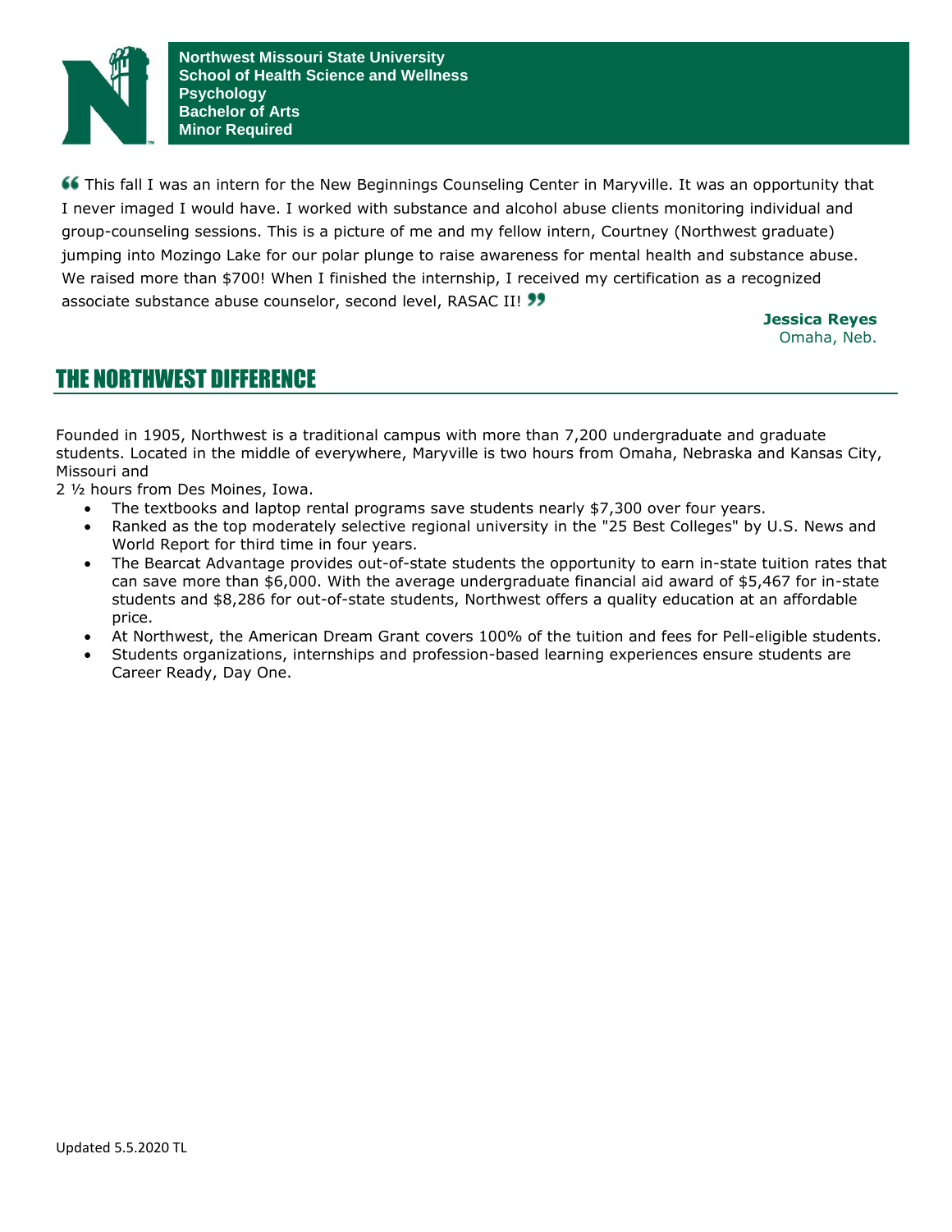**Northwest Missouri State University**
**School of Health Science and Wellness**
**Psychology**
**Bachelor of Arts**
**Minor Required**

" This fall I was an intern for the New Beginnings Counseling Center in Maryville. It was an opportunity that I never imaged I would have. I worked with substance and alcohol abuse clients monitoring individual and group-counseling sessions. This is a picture of me and my fellow intern, Courtney (Northwest graduate) jumping into Mozingo Lake for our polar plunge to raise awareness for mental health and substance abuse. We raised more than $700! When I finished the internship, I received my certification as a recognized associate substance abuse counselor, second level, RASAC II! "

**Jessica Reyes**
Omaha, Neb.

## THE NORTHWEST DIFFERENCE

Founded in 1905, Northwest is a traditional campus with more than 7,200 undergraduate and graduate students. Located in the middle of everywhere, Maryville is two hours from Omaha, Nebraska and Kansas City, Missouri and
2 ½ hours from Des Moines, Iowa.

- The textbooks and laptop rental programs save students nearly $7,300 over four years.
- Ranked as the top moderately selective regional university in the "25 Best Colleges" by U.S. News and World Report for third time in four years.
- The Bearcat Advantage provides out-of-state students the opportunity to earn in-state tuition rates that can save more than $6,000. With the average undergraduate financial aid award of $5,467 for in-state students and $8,286 for out-of-state students, Northwest offers a quality education at an affordable price.
- At Northwest, the American Dream Grant covers 100% of the tuition and fees for Pell-eligible students.
- Students organizations, internships and profession-based learning experiences ensure students are Career Ready, Day One.

Updated 5.5.2020 TL